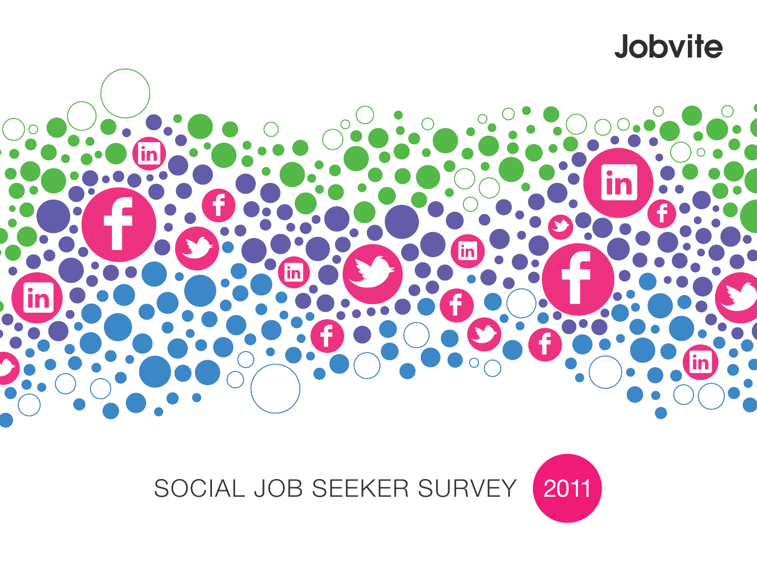Jobvite

# SOCIAL JOB SEEKER SURVEY 2011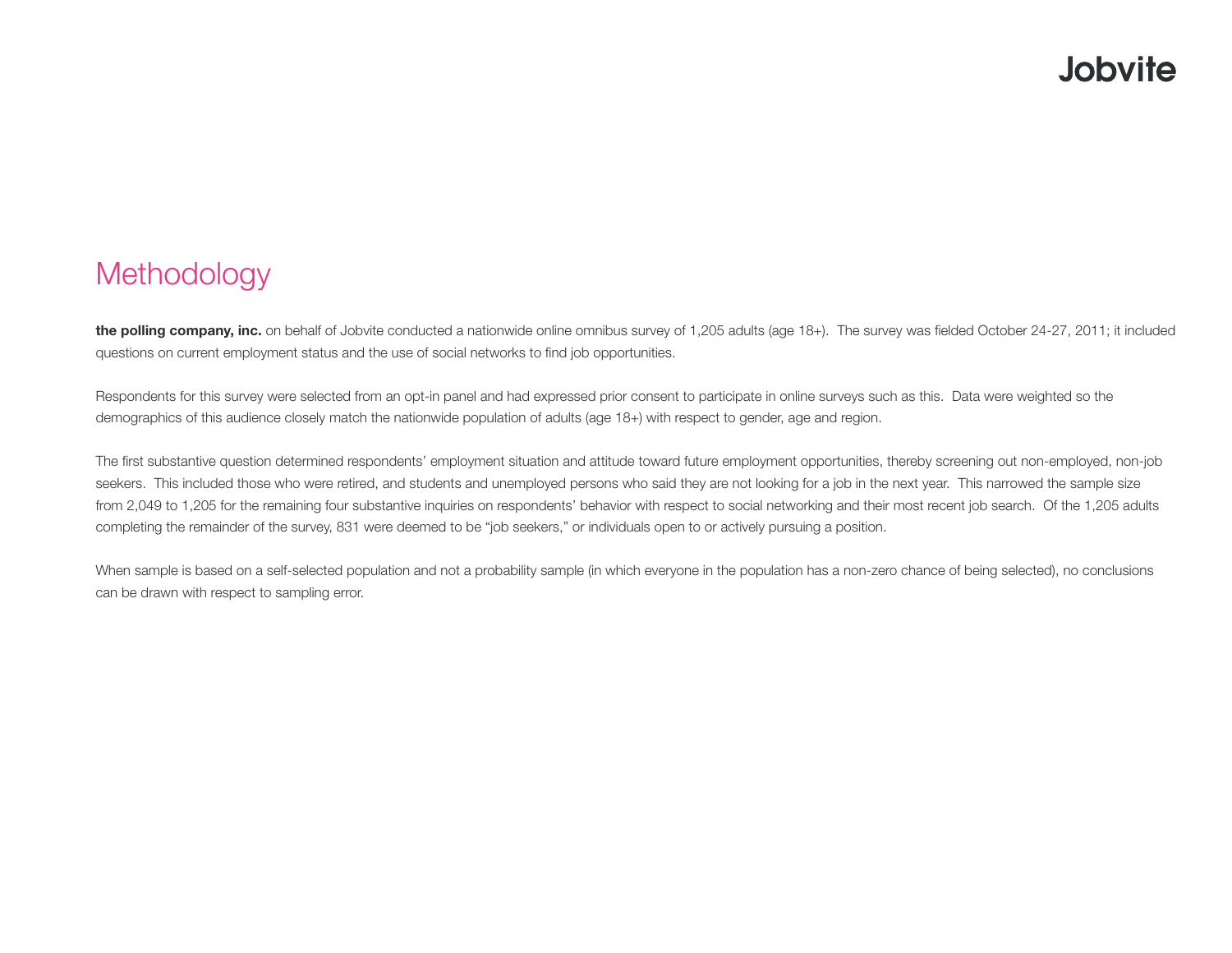# Methodology

**the polling company, inc.** on behalf of Jobvite conducted a nationwide online omnibus survey of 1,205 adults (age 18+). The survey was fielded October 24-27, 2011; it included questions on current employment status and the use of social networks to find job opportunities.

Respondents for this survey were selected from an opt-in panel and had expressed prior consent to participate in online surveys such as this. Data were weighted so the demographics of this audience closely match the nationwide population of adults (age 18+) with respect to gender, age and region.

The first substantive question determined respondents' employment situation and attitude toward future employment opportunities, thereby screening out non-employed, non-job seekers. This included those who were retired, and students and unemployed persons who said they are not looking for a job in the next year. This narrowed the sample size from 2,049 to 1,205 for the remaining four substantive inquiries on respondents' behavior with respect to social networking and their most recent job search. Of the 1,205 adults completing the remainder of the survey, 831 were deemed to be "job seekers," or individuals open to or actively pursuing a position.

When sample is based on a self-selected population and not a probability sample (in which everyone in the population has a non-zero chance of being selected), no conclusions can be drawn with respect to sampling error.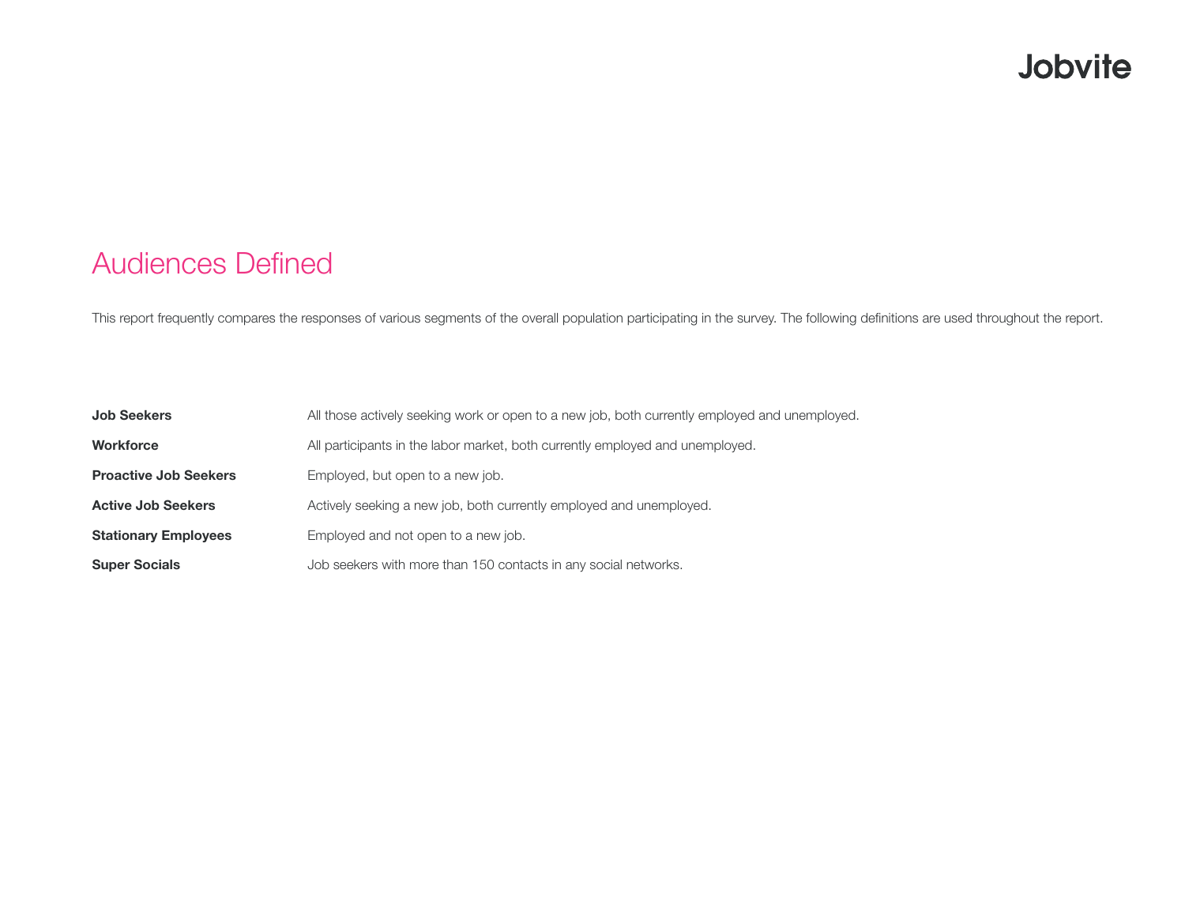# Audiences Defined

This report frequently compares the responses of various segments of the overall population participating in the survey. The following definitions are used throughout the report.

**Job Seekers** — All those actively seeking work or open to a new job, both currently employed and unemployed.

**Workforce** — All participants in the labor market, both currently employed and unemployed.

**Proactive Job Seekers** — Employed, but open to a new job.

**Active Job Seekers** — Actively seeking a new job, both currently employed and unemployed.

**Stationary Employees** — Employed and not open to a new job.

**Super Socials** — Job seekers with more than 150 contacts in any social networks.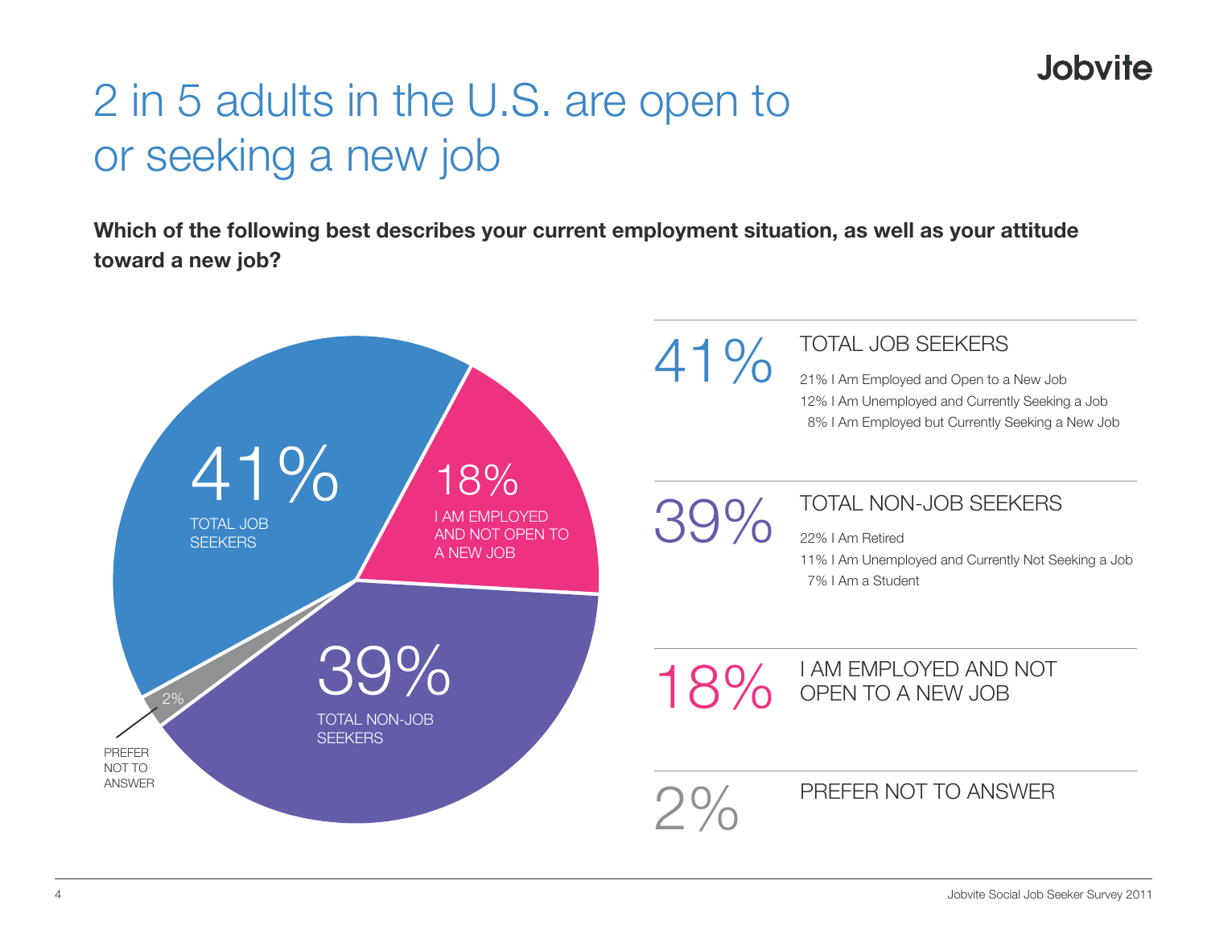# 2 in 5 adults in the U.S. are open to or seeking a new job

**Which of the following best describes your current employment situation, as well as your attitude toward a new job?**

41% TOTAL JOB SEEKERS

18% I AM EMPLOYED AND NOT OPEN TO A NEW JOB

39% TOTAL NON-JOB SEEKERS

2% PREFER NOT TO ANSWER

## 41% TOTAL JOB SEEKERS

- 21% I Am Employed and Open to a New Job
- 12% I Am Unemployed and Currently Seeking a Job
- 8% I Am Employed but Currently Seeking a New Job

## 39% TOTAL NON-JOB SEEKERS

- 22% I Am Retired
- 11% I Am Unemployed and Currently Not Seeking a Job
- 7% I Am a Student

## 18% I AM EMPLOYED AND NOT OPEN TO A NEW JOB

## 2% PREFER NOT TO ANSWER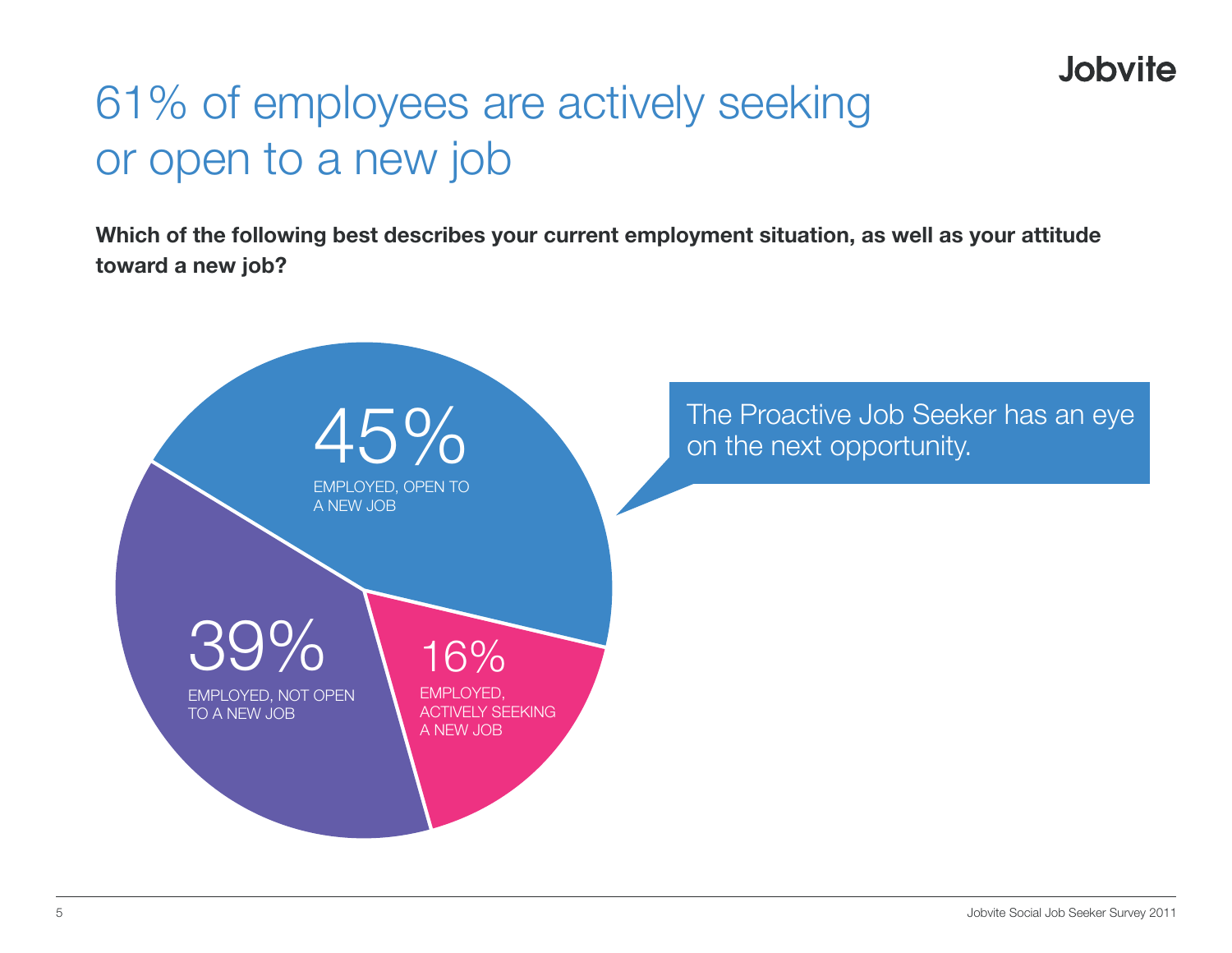# 61% of employees are actively seeking or open to a new job

**Which of the following best describes your current employment situation, as well as your attitude toward a new job?**

45%
EMPLOYED, OPEN TO A NEW JOB

39%
EMPLOYED, NOT OPEN TO A NEW JOB

16%
EMPLOYED, ACTIVELY SEEKING A NEW JOB

The Proactive Job Seeker has an eye on the next opportunity.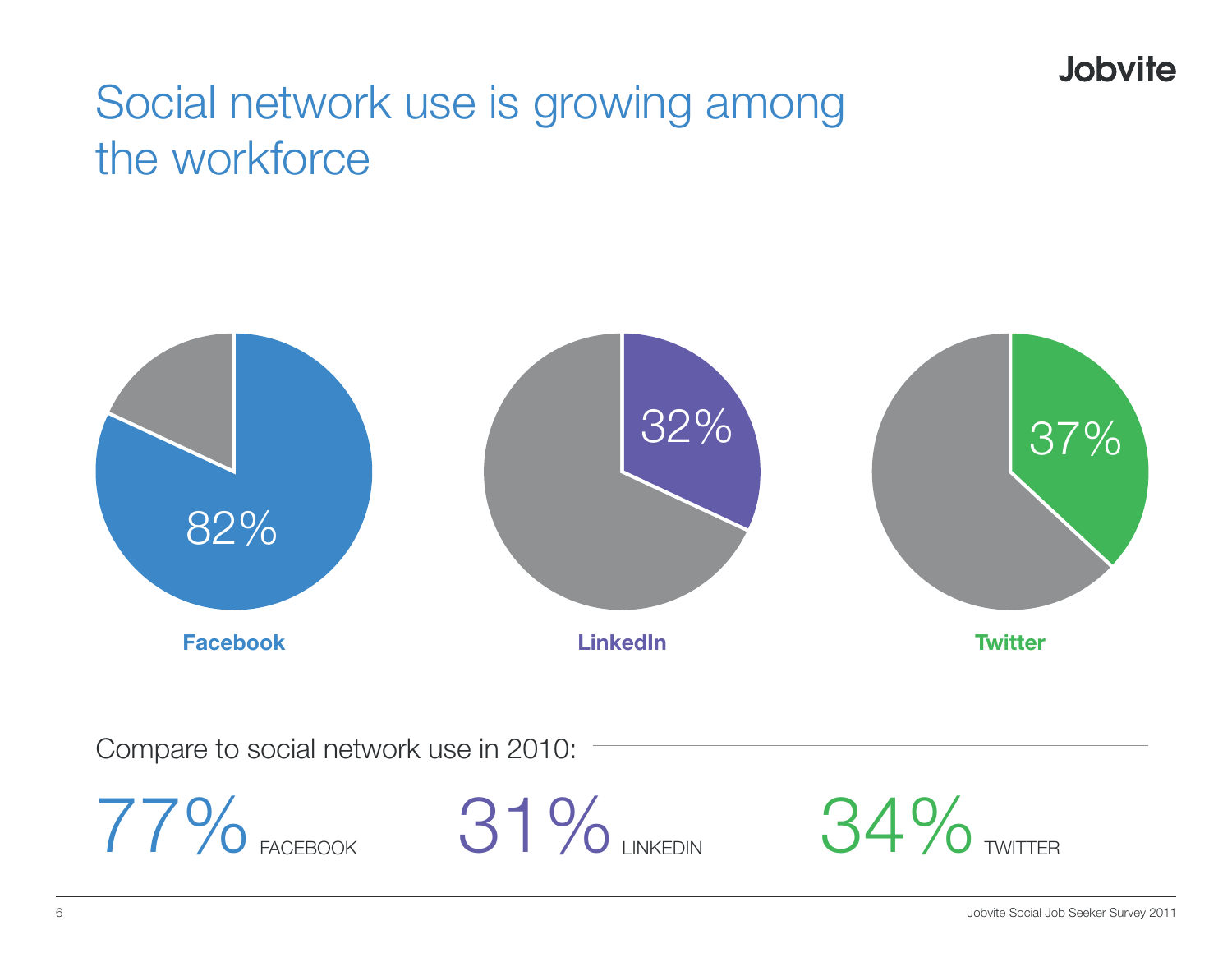# Social network use is growing among the workforce

82%

**Facebook**

32%

**LinkedIn**

37%

**Twitter**

Compare to social network use in 2010:

77% FACEBOOK

31% LINKEDIN

34% TWITTER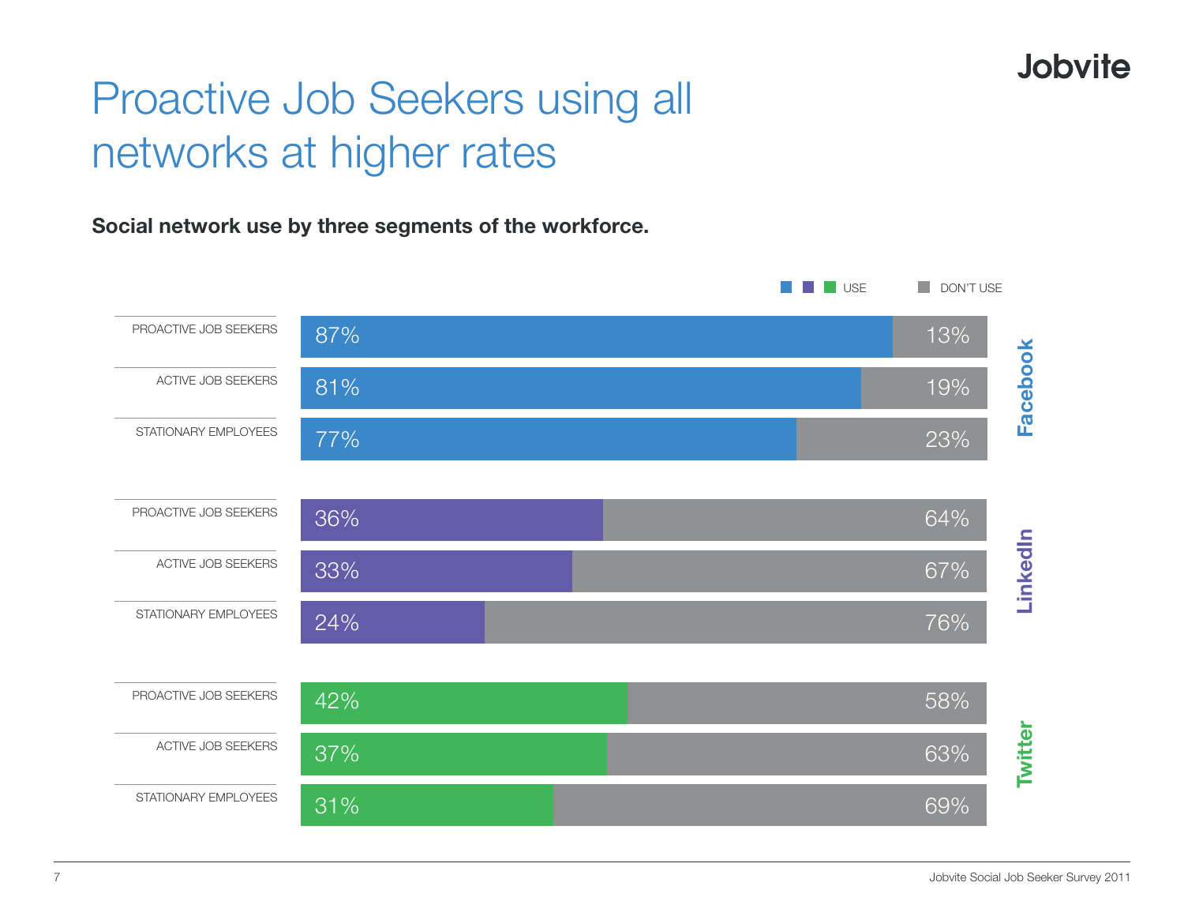# Proactive Job Seekers using all networks at higher rates

**Social network use by three segments of the workforce.**

| Network | Segment | Use | Don't Use |
|---|---|---|---|
| Facebook | Proactive Job Seekers | 87% | 13% |
| Facebook | Active Job Seekers | 81% | 19% |
| Facebook | Stationary Employees | 77% | 23% |
| LinkedIn | Proactive Job Seekers | 36% | 64% |
| LinkedIn | Active Job Seekers | 33% | 67% |
| LinkedIn | Stationary Employees | 24% | 76% |
| Twitter | Proactive Job Seekers | 42% | 58% |
| Twitter | Active Job Seekers | 37% | 63% |
| Twitter | Stationary Employees | 31% | 69% |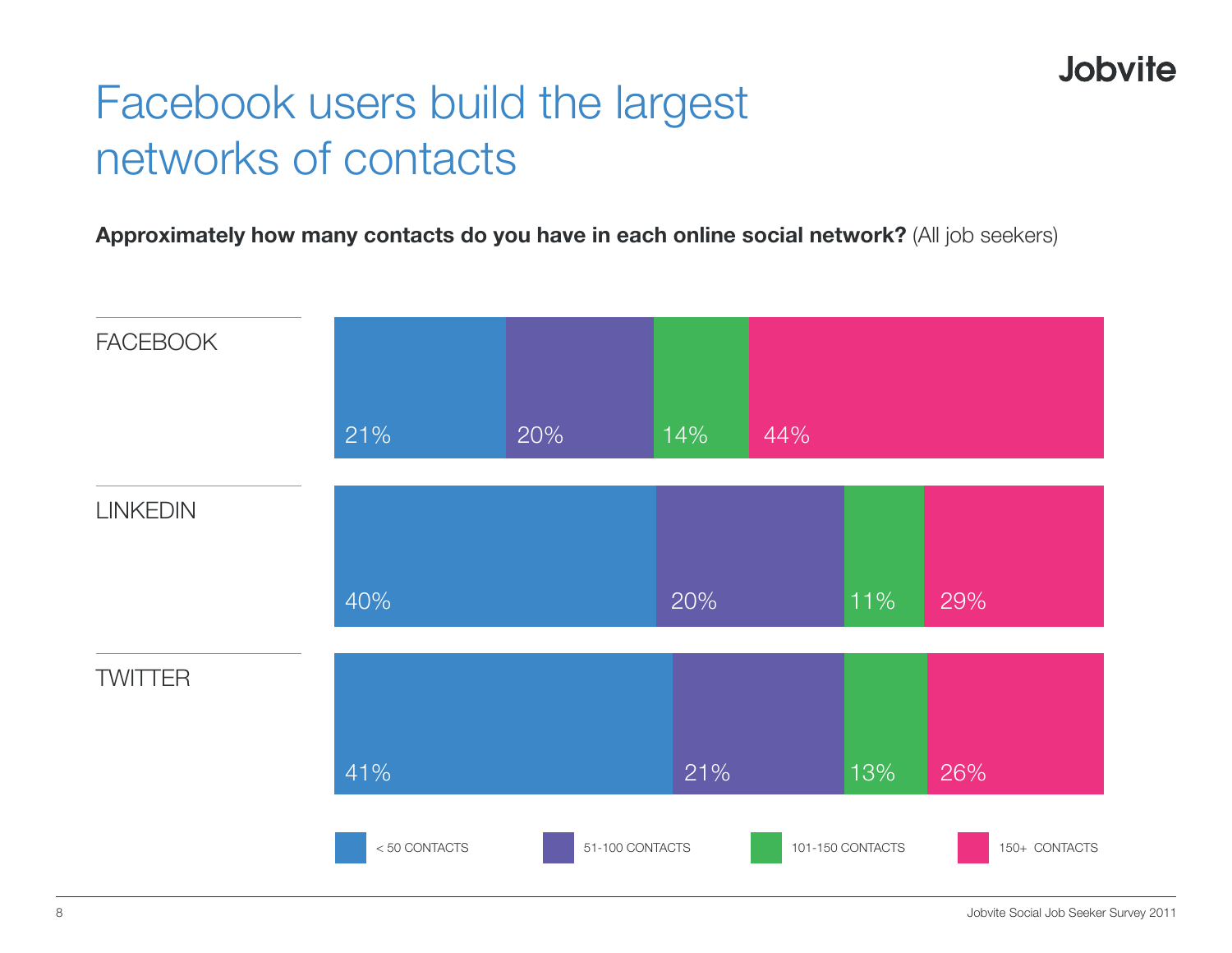# Facebook users build the largest networks of contacts

**Approximately how many contacts do you have in each online social network?** (All job seekers)

| | < 50 CONTACTS | 51-100 CONTACTS | 101-150 CONTACTS | 150+ CONTACTS |
|---|---|---|---|---|
| FACEBOOK | 21% | 20% | 14% | 44% |
| LINKEDIN | 40% | 20% | 11% | 29% |
| TWITTER | 41% | 21% | 13% | 26% |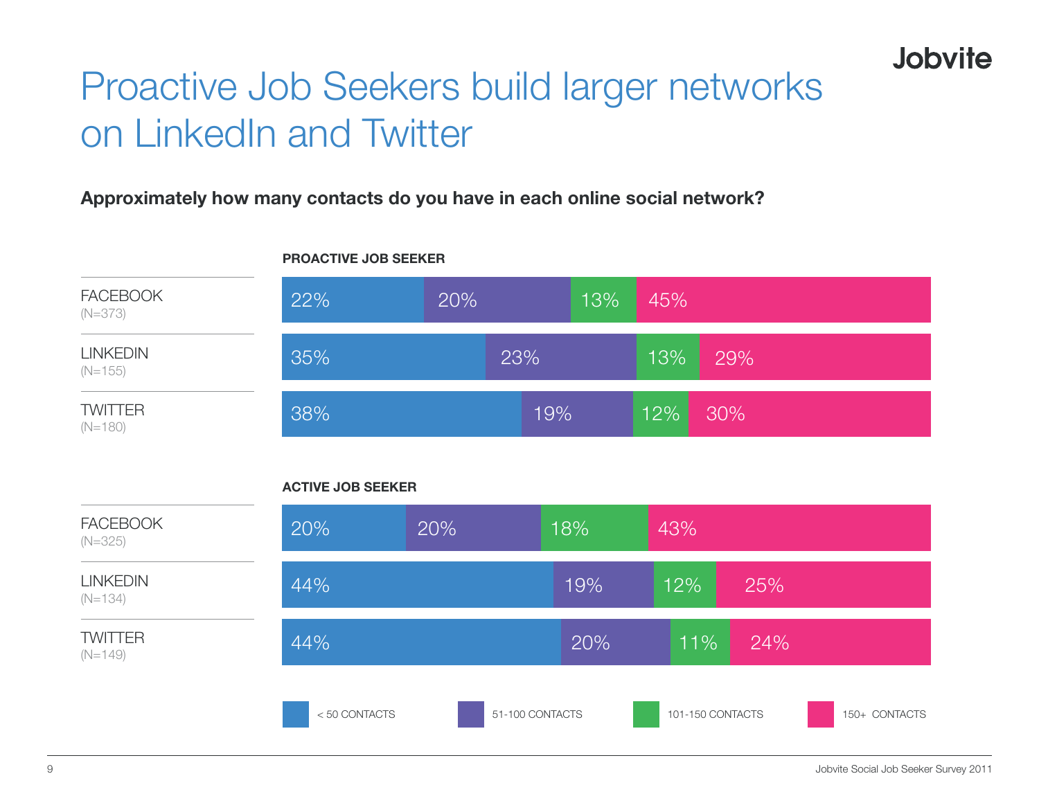# Proactive Job Seekers build larger networks on LinkedIn and Twitter

**Approximately how many contacts do you have in each online social network?**

**PROACTIVE JOB SEEKER**

| Network | < 50 CONTACTS | 51-100 CONTACTS | 101-150 CONTACTS | 150+ CONTACTS |
|---|---|---|---|---|
| FACEBOOK (N=373) | 22% | 20% | 13% | 45% |
| LINKEDIN (N=155) | 35% | 23% | 13% | 29% |
| TWITTER (N=180) | 38% | 19% | 12% | 30% |

**ACTIVE JOB SEEKER**

| Network | < 50 CONTACTS | 51-100 CONTACTS | 101-150 CONTACTS | 150+ CONTACTS |
|---|---|---|---|---|
| FACEBOOK (N=325) | 20% | 20% | 18% | 43% |
| LINKEDIN (N=134) | 44% | 19% | 12% | 25% |
| TWITTER (N=149) | 44% | 20% | 11% | 24% |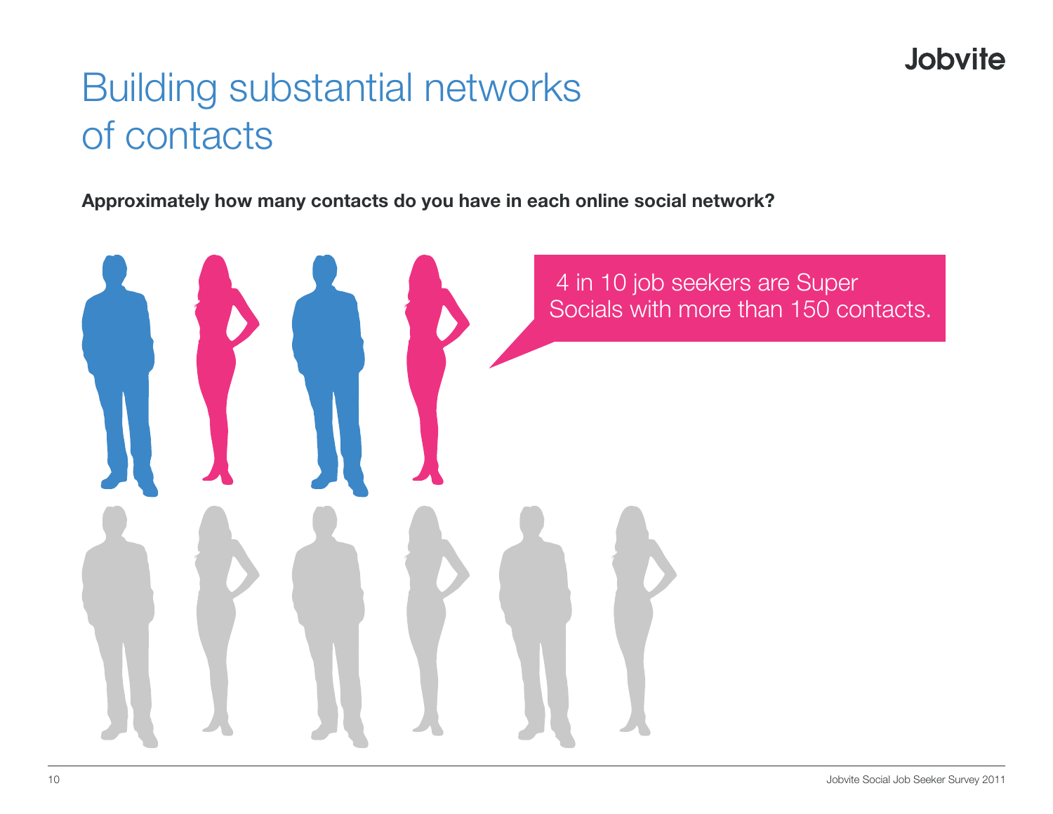# Building substantial networks of contacts

**Approximately how many contacts do you have in each online social network?**

4 in 10 job seekers are Super Socials with more than 150 contacts.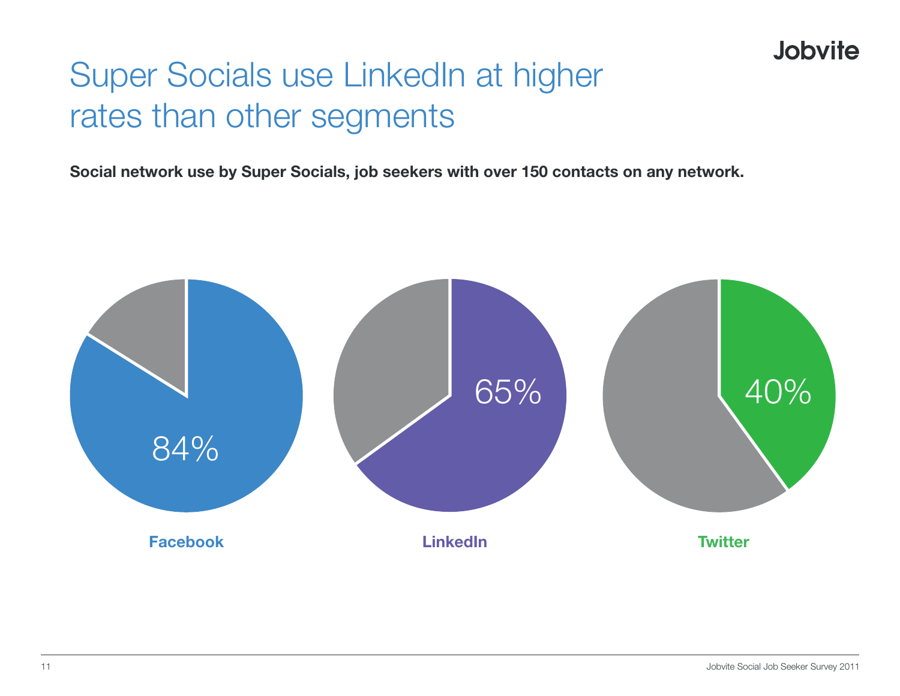# Super Socials use LinkedIn at higher rates than other segments

**Social network use by Super Socials, job seekers with over 150 contacts on any network.**

84%

**Facebook**

65%

**LinkedIn**

40%

**Twitter**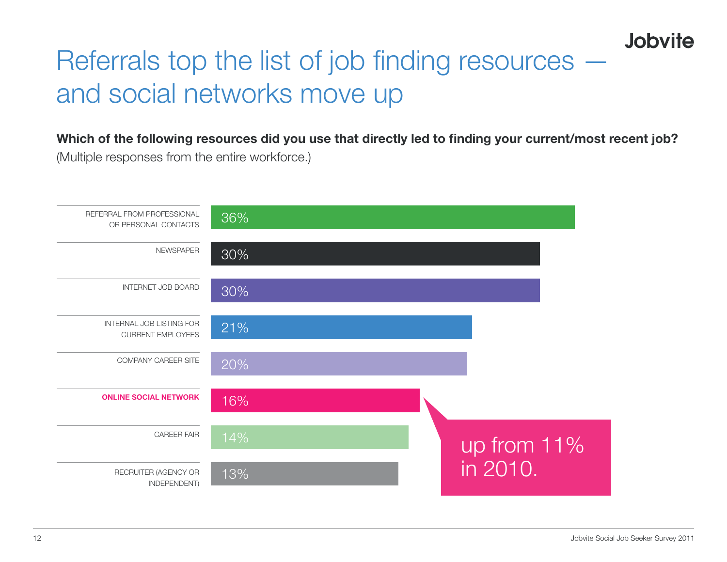# Referrals top the list of job finding resources — and social networks move up

**Which of the following resources did you use that directly led to finding your current/most recent job?**
(Multiple responses from the entire workforce.)

| Resource | Percentage |
|---|---|
| REFERRAL FROM PROFESSIONAL OR PERSONAL CONTACTS | 36% |
| NEWSPAPER | 30% |
| INTERNET JOB BOARD | 30% |
| INTERNAL JOB LISTING FOR CURRENT EMPLOYEES | 21% |
| COMPANY CAREER SITE | 20% |
| **ONLINE SOCIAL NETWORK** | 16% |
| CAREER FAIR | 14% |
| RECRUITER (AGENCY OR INDEPENDENT) | 13% |

Online social network: up from 11% in 2010.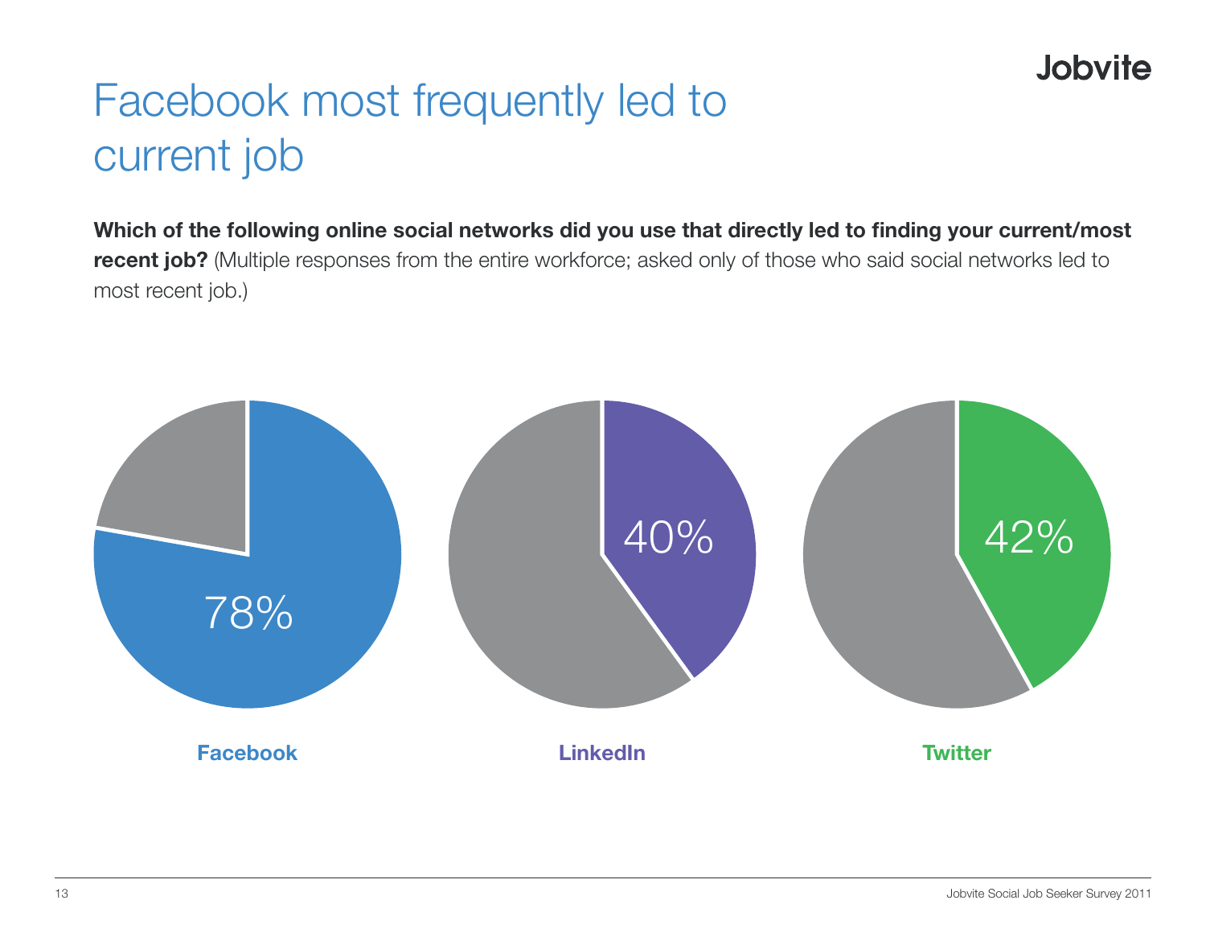# Facebook most frequently led to current job

**Which of the following online social networks did you use that directly led to finding your current/most recent job?** (Multiple responses from the entire workforce; asked only of those who said social networks led to most recent job.)

78%

**Facebook**

40%

**LinkedIn**

42%

**Twitter**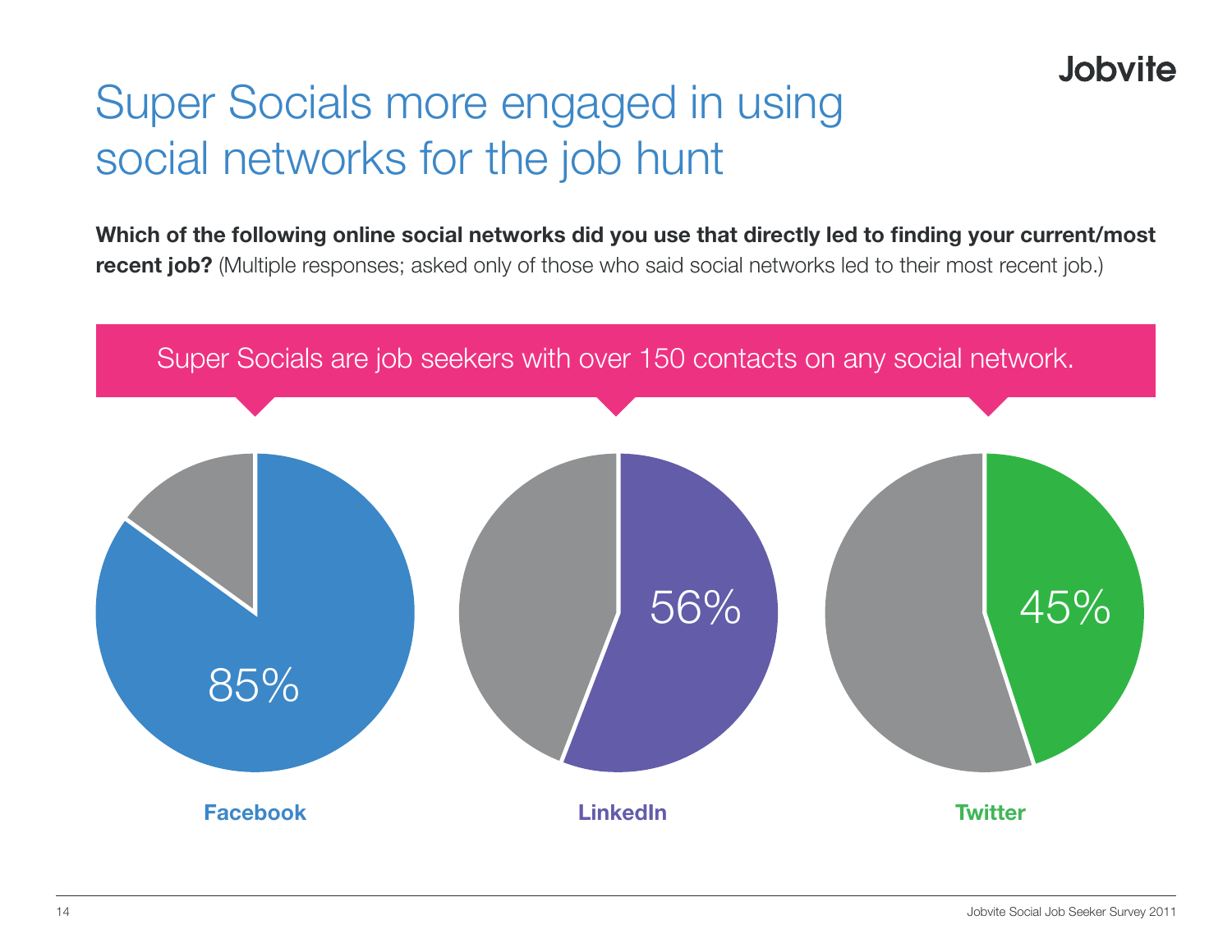# Super Socials more engaged in using social networks for the job hunt

**Which of the following online social networks did you use that directly led to finding your current/most recent job?** (Multiple responses; asked only of those who said social networks led to their most recent job.)

Super Socials are job seekers with over 150 contacts on any social network.

| Facebook | LinkedIn | Twitter |
|---|---|---|
| 85% | 56% | 45% |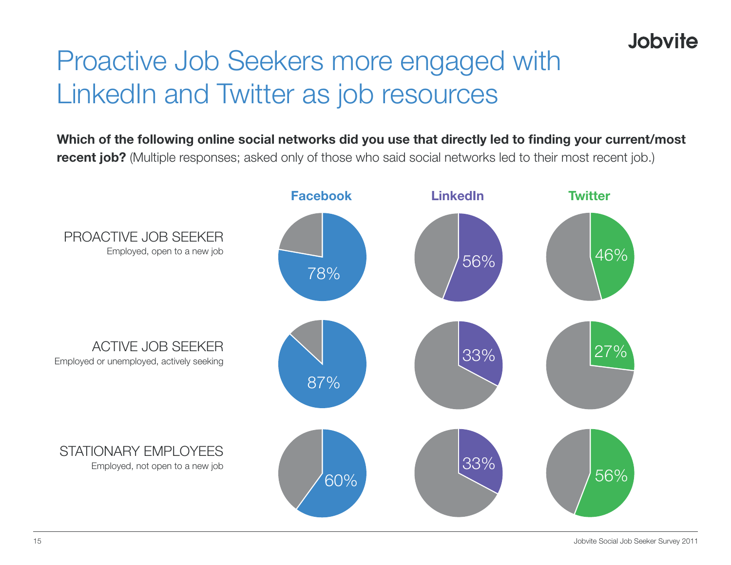# Proactive Job Seekers more engaged with LinkedIn and Twitter as job resources

**Which of the following online social networks did you use that directly led to finding your current/most recent job?** (Multiple responses; asked only of those who said social networks led to their most recent job.)

| | Facebook | LinkedIn | Twitter |
|---|---|---|---|
| PROACTIVE JOB SEEKER<br>Employed, open to a new job | 78% | 56% | 46% |
| ACTIVE JOB SEEKER<br>Employed or unemployed, actively seeking | 87% | 33% | 27% |
| STATIONARY EMPLOYEES<br>Employed, not open to a new job | 60% | 33% | 56% |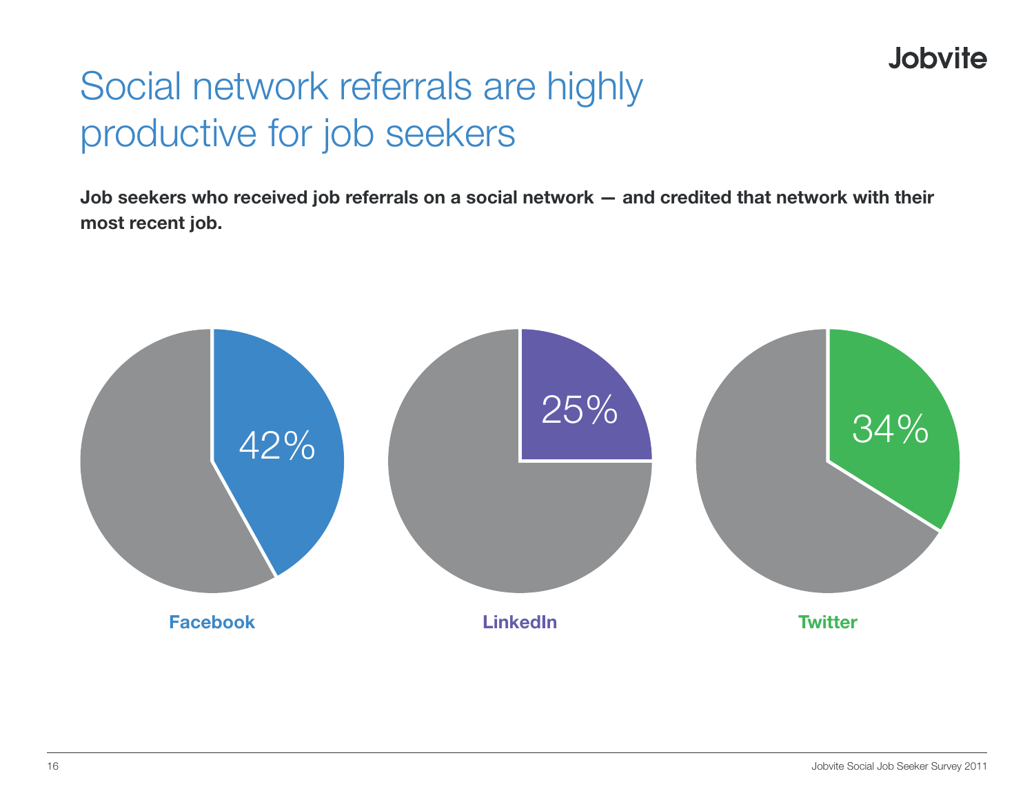# Social network referrals are highly productive for job seekers

**Job seekers who received job referrals on a social network — and credited that network with their most recent job.**

| Network | Percentage |
| --- | --- |
| Facebook | 42% |
| LinkedIn | 25% |
| Twitter | 34% |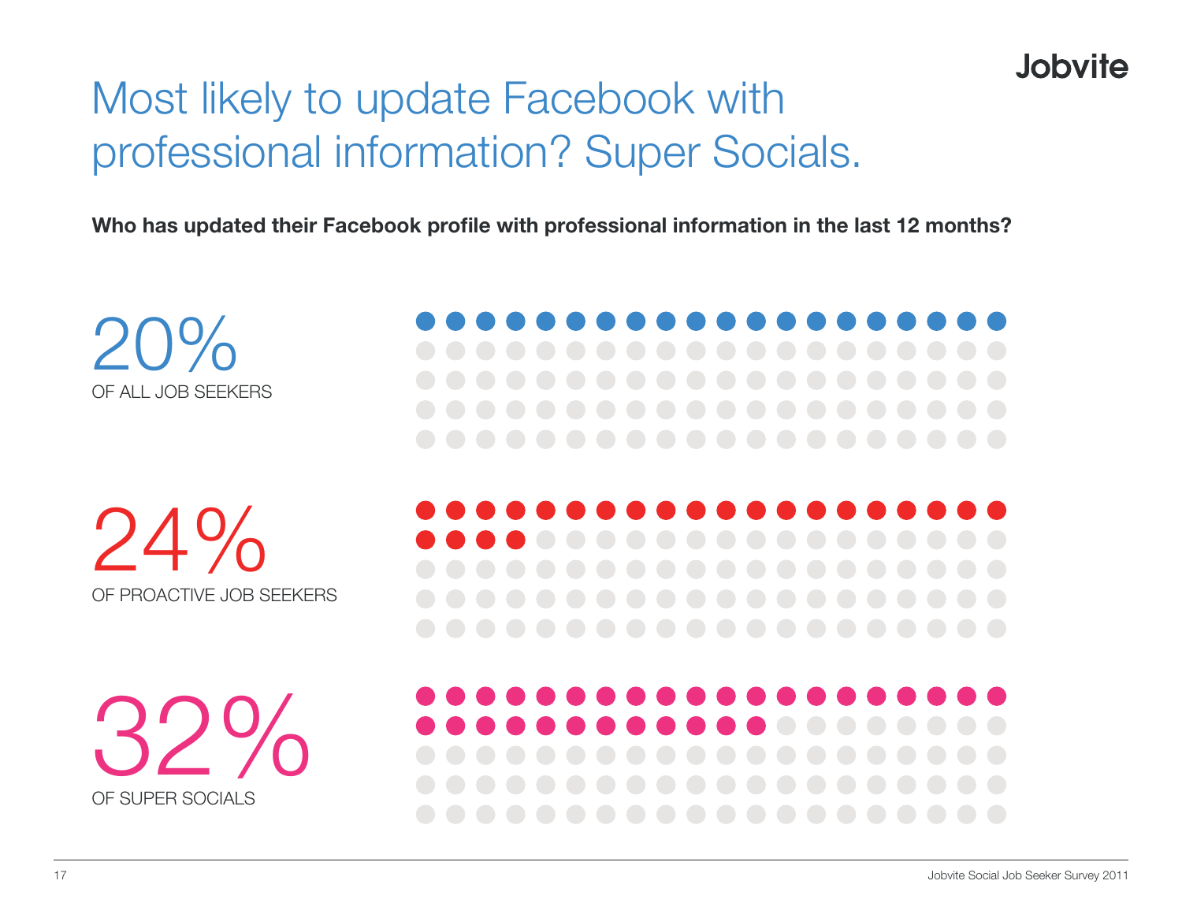# Most likely to update Facebook with professional information? Super Socials.

**Who has updated their Facebook profile with professional information in the last 12 months?**

20%
OF ALL JOB SEEKERS

24%
OF PROACTIVE JOB SEEKERS

32%
OF SUPER SOCIALS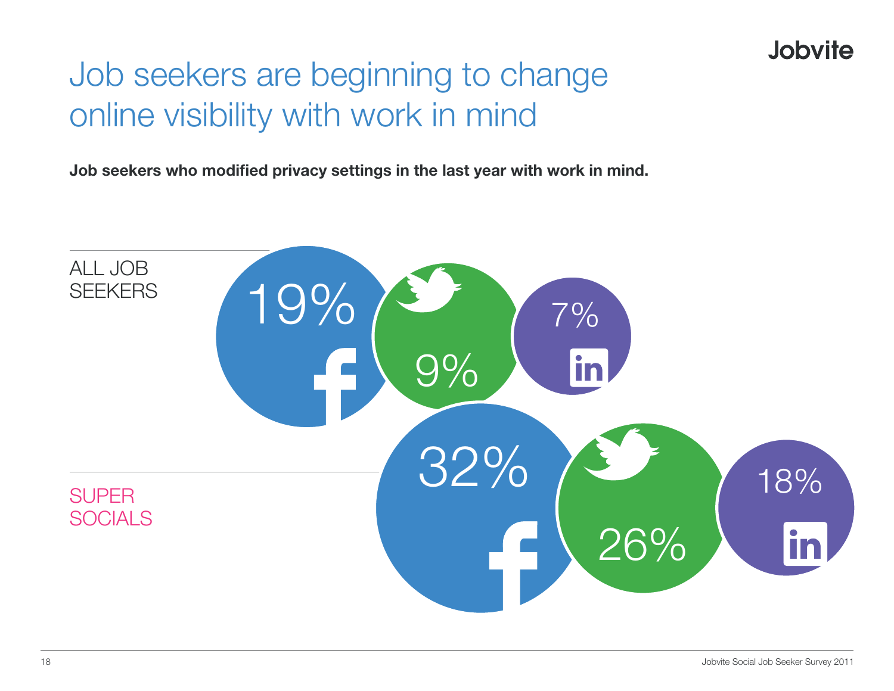# Job seekers are beginning to change online visibility with work in mind

**Job seekers who modified privacy settings in the last year with work in mind.**

| | Facebook | Twitter | LinkedIn |
|---|---|---|---|
| ALL JOB SEEKERS | 19% | 9% | 7% |
| SUPER SOCIALS | 32% | 26% | 18% |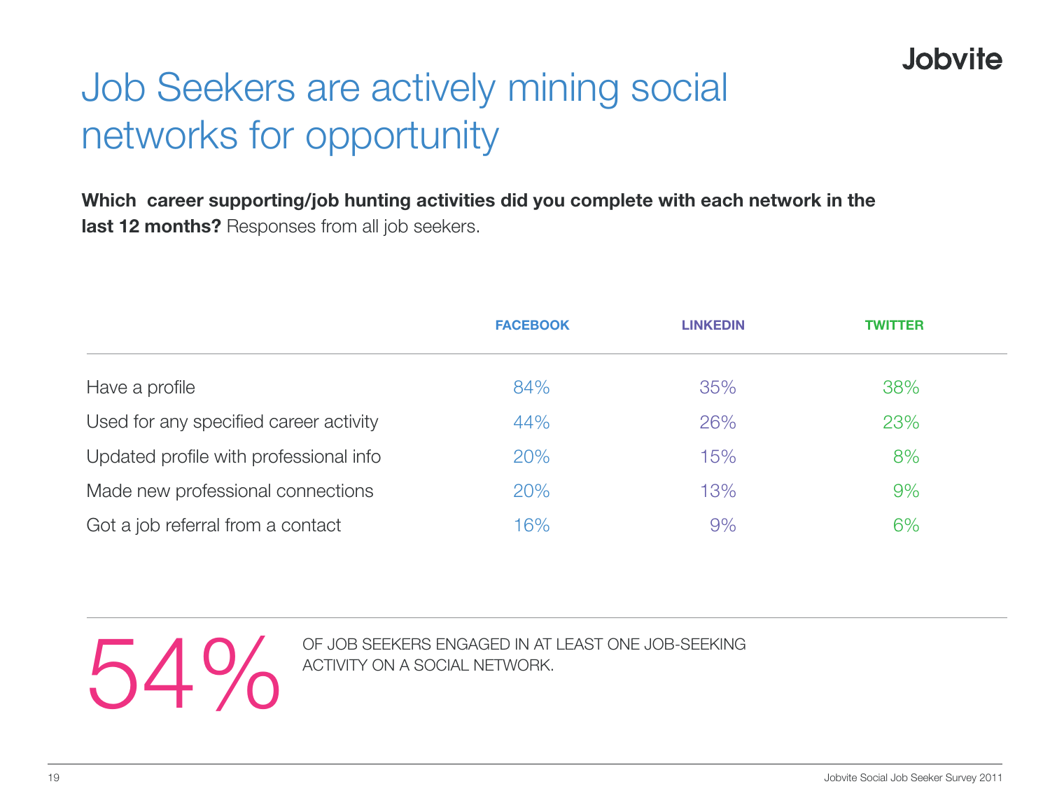# Job Seekers are actively mining social networks for opportunity

**Which career supporting/job hunting activities did you complete with each network in the last 12 months?** Responses from all job seekers.

| | FACEBOOK | LINKEDIN | TWITTER |
|---|---|---|---|
| Have a profile | 84% | 35% | 38% |
| Used for any specified career activity | 44% | 26% | 23% |
| Updated profile with professional info | 20% | 15% | 8% |
| Made new professional connections | 20% | 13% | 9% |
| Got a job referral from a contact | 16% | 9% | 6% |

**54%** OF JOB SEEKERS ENGAGED IN AT LEAST ONE JOB-SEEKING ACTIVITY ON A SOCIAL NETWORK.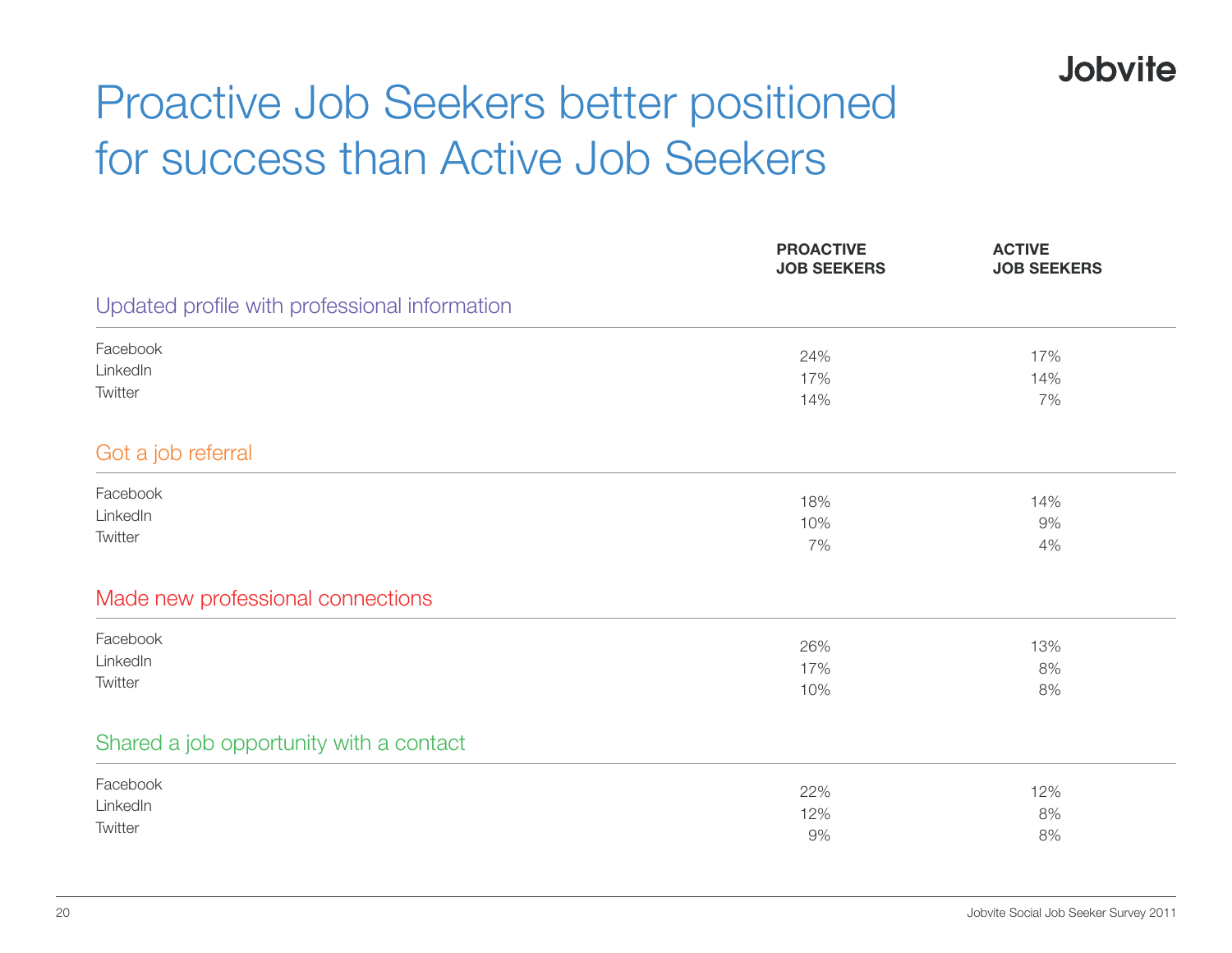# Proactive Job Seekers better positioned for success than Active Job Seekers

| | PROACTIVE JOB SEEKERS | ACTIVE JOB SEEKERS |
|---|---|---|
| **Updated profile with professional information** | | |
| Facebook | 24% | 17% |
| LinkedIn | 17% | 14% |
| Twitter | 14% | 7% |
| **Got a job referral** | | |
| Facebook | 18% | 14% |
| LinkedIn | 10% | 9% |
| Twitter | 7% | 4% |
| **Made new professional connections** | | |
| Facebook | 26% | 13% |
| LinkedIn | 17% | 8% |
| Twitter | 10% | 8% |
| **Shared a job opportunity with a contact** | | |
| Facebook | 22% | 12% |
| LinkedIn | 12% | 8% |
| Twitter | 9% | 8% |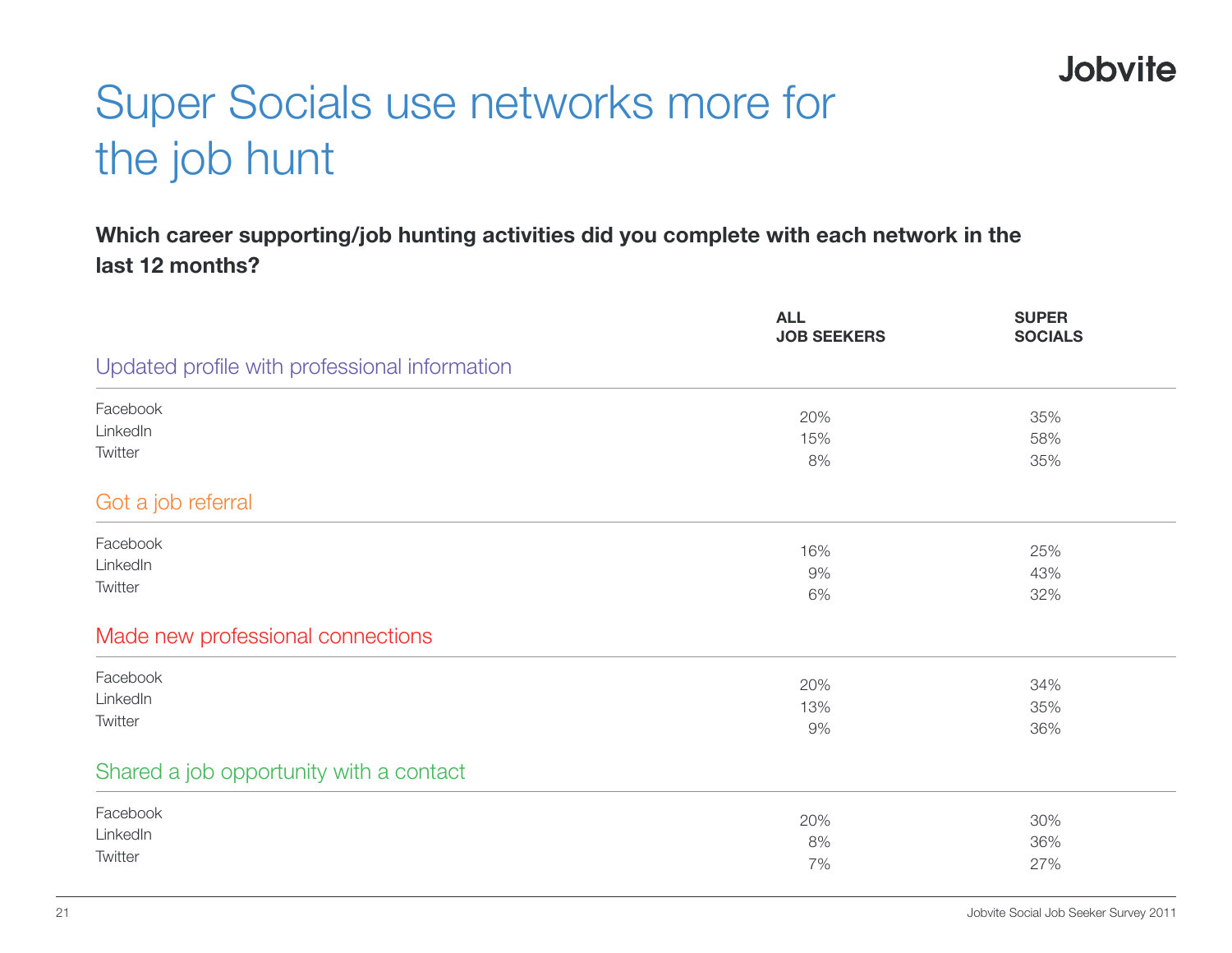# Super Socials use networks more for the job hunt

**Which career supporting/job hunting activities did you complete with each network in the last 12 months?**

| | ALL JOB SEEKERS | SUPER SOCIALS |
|---|---|---|
| **Updated profile with professional information** | | |
| Facebook | 20% | 35% |
| LinkedIn | 15% | 58% |
| Twitter | 8% | 35% |
| **Got a job referral** | | |
| Facebook | 16% | 25% |
| LinkedIn | 9% | 43% |
| Twitter | 6% | 32% |
| **Made new professional connections** | | |
| Facebook | 20% | 34% |
| LinkedIn | 13% | 35% |
| Twitter | 9% | 36% |
| **Shared a job opportunity with a contact** | | |
| Facebook | 20% | 30% |
| LinkedIn | 8% | 36% |
| Twitter | 7% | 27% |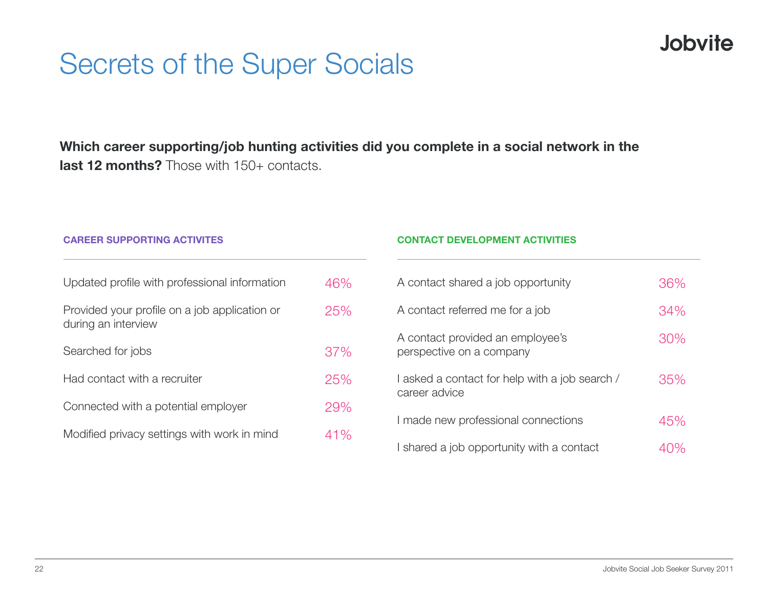# Secrets of the Super Socials

**Which career supporting/job hunting activities did you complete in a social network in the last 12 months?** Those with 150+ contacts.

| CAREER SUPPORTING ACTIVITES | |
|---|---|
| Updated profile with professional information | 46% |
| Provided your profile on a job application or during an interview | 25% |
| Searched for jobs | 37% |
| Had contact with a recruiter | 25% |
| Connected with a potential employer | 29% |
| Modified privacy settings with work in mind | 41% |

| CONTACT DEVELOPMENT ACTIVITIES | |
|---|---|
| A contact shared a job opportunity | 36% |
| A contact referred me for a job | 34% |
| A contact provided an employee's perspective on a company | 30% |
| I asked a contact for help with a job search / career advice | 35% |
| I made new professional connections | 45% |
| I shared a job opportunity with a contact | 40% |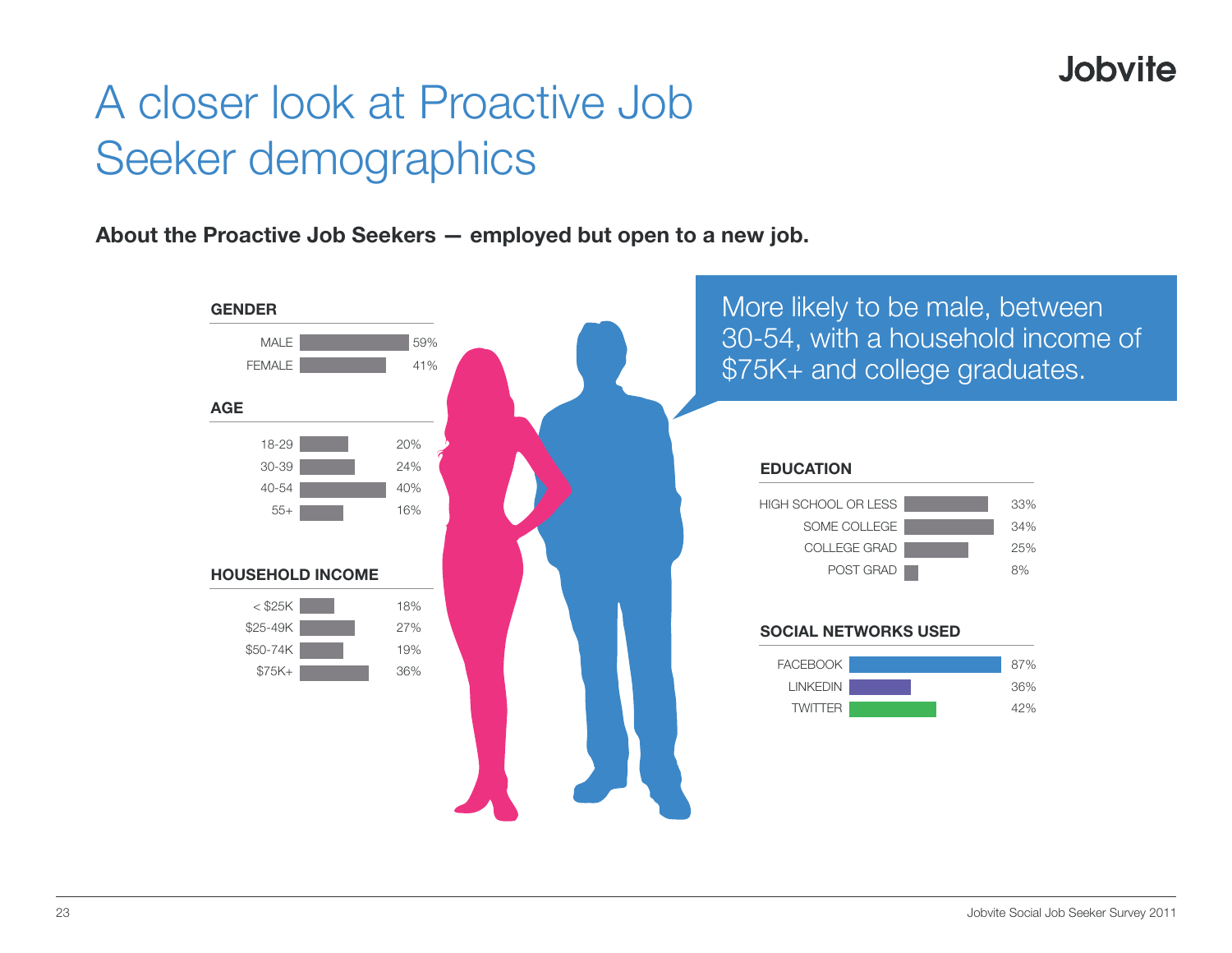# A closer look at Proactive Job Seeker demographics

**About the Proactive Job Seekers — employed but open to a new job.**

More likely to be male, between 30-54, with a household income of $75K+ and college graduates.

### GENDER

| Gender | % |
|---|---|
| MALE | 59% |
| FEMALE | 41% |

### AGE

| Age | % |
|---|---|
| 18-29 | 20% |
| 30-39 | 24% |
| 40-54 | 40% |
| 55+ | 16% |

### HOUSEHOLD INCOME

| Household Income | % |
|---|---|
| < $25K | 18% |
| $25-49K | 27% |
| $50-74K | 19% |
| $75K+ | 36% |

### EDUCATION

| Education | % |
|---|---|
| HIGH SCHOOL OR LESS | 33% |
| SOME COLLEGE | 34% |
| COLLEGE GRAD | 25% |
| POST GRAD | 8% |

### SOCIAL NETWORKS USED

| Social Network | % |
|---|---|
| FACEBOOK | 87% |
| LINKEDIN | 36% |
| TWITTER | 42% |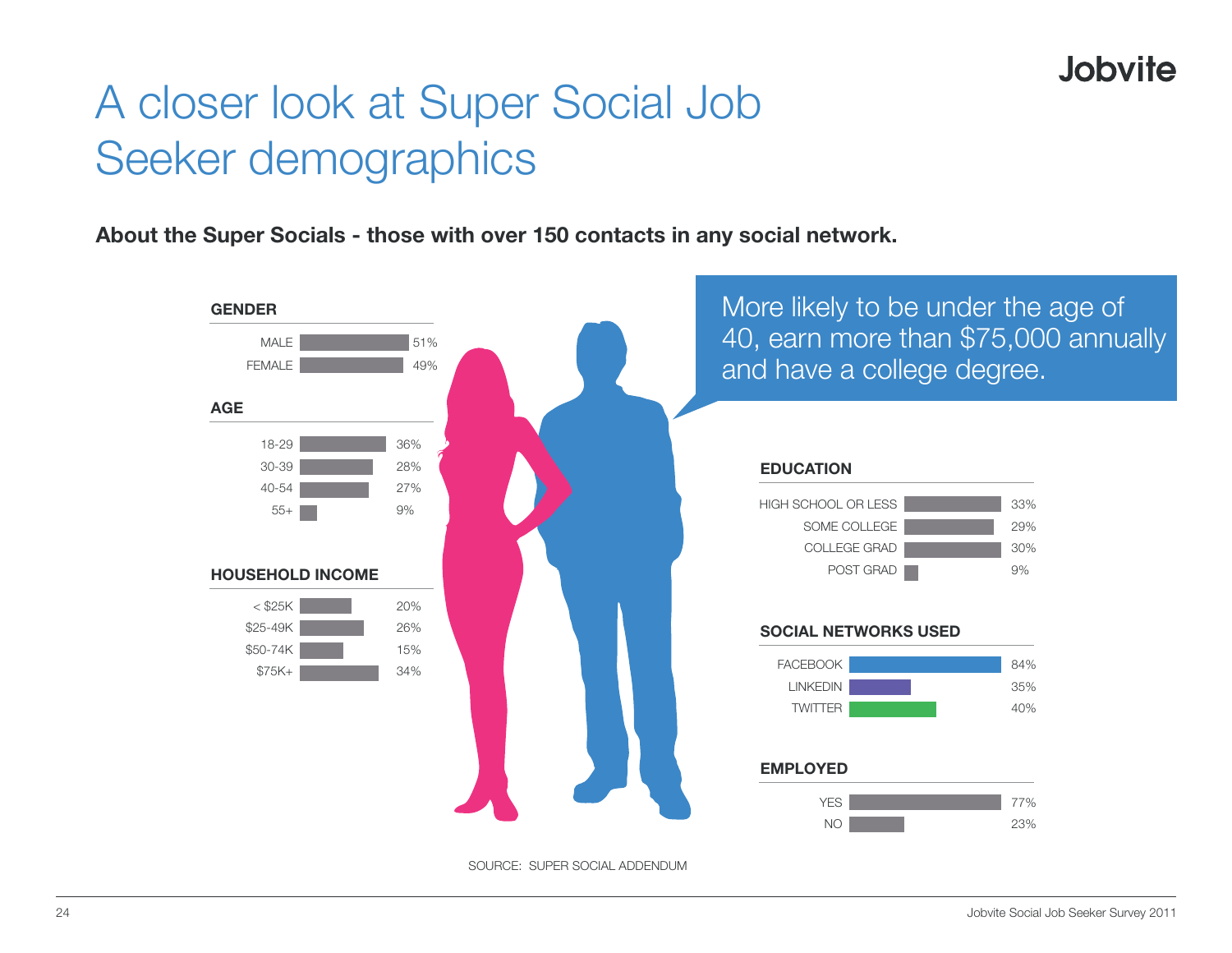# A closer look at Super Social Job Seeker demographics

**About the Super Socials - those with over 150 contacts in any social network.**

More likely to be under the age of 40, earn more than $75,000 annually and have a college degree.

### GENDER

| | |
|---|---|
| MALE | 51% |
| FEMALE | 49% |

### AGE

| | |
|---|---|
| 18-29 | 36% |
| 30-39 | 28% |
| 40-54 | 27% |
| 55+ | 9% |

### HOUSEHOLD INCOME

| | |
|---|---|
| < $25K | 20% |
| $25-49K | 26% |
| $50-74K | 15% |
| $75K+ | 34% |

### EDUCATION

| | |
|---|---|
| HIGH SCHOOL OR LESS | 33% |
| SOME COLLEGE | 29% |
| COLLEGE GRAD | 30% |
| POST GRAD | 9% |

### SOCIAL NETWORKS USED

| | |
|---|---|
| FACEBOOK | 84% |
| LINKEDIN | 35% |
| TWITTER | 40% |

### EMPLOYED

| | |
|---|---|
| YES | 77% |
| NO | 23% |

SOURCE: SUPER SOCIAL ADDENDUM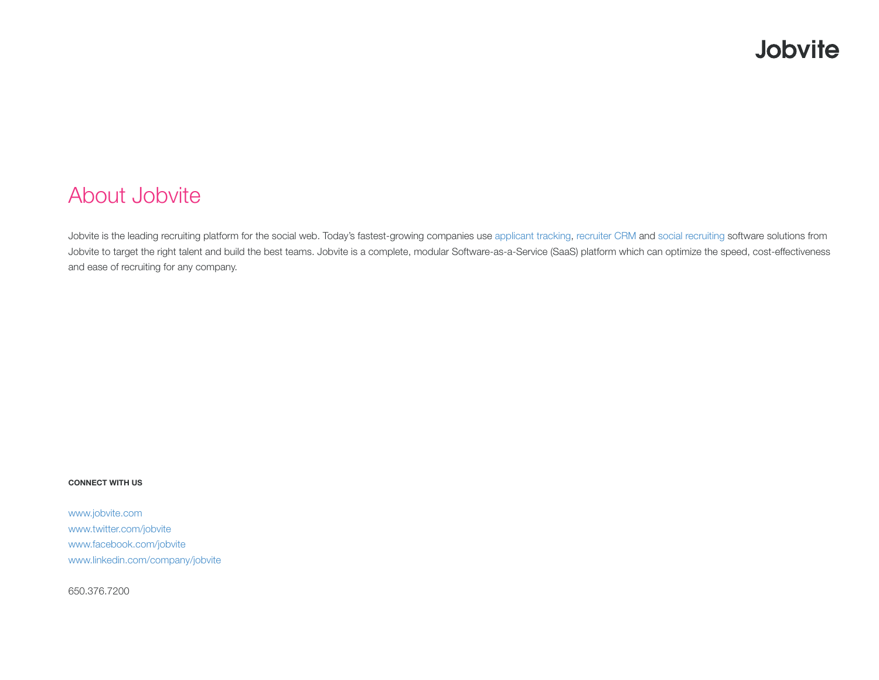Jobvite

# About Jobvite

Jobvite is the leading recruiting platform for the social web. Today's fastest-growing companies use applicant tracking, recruiter CRM and social recruiting software solutions from Jobvite to target the right talent and build the best teams. Jobvite is a complete, modular Software-as-a-Service (SaaS) platform which can optimize the speed, cost-effectiveness and ease of recruiting for any company.

**CONNECT WITH US**

www.jobvite.com
www.twitter.com/jobvite
www.facebook.com/jobvite
www.linkedin.com/company/jobvite

650.376.7200